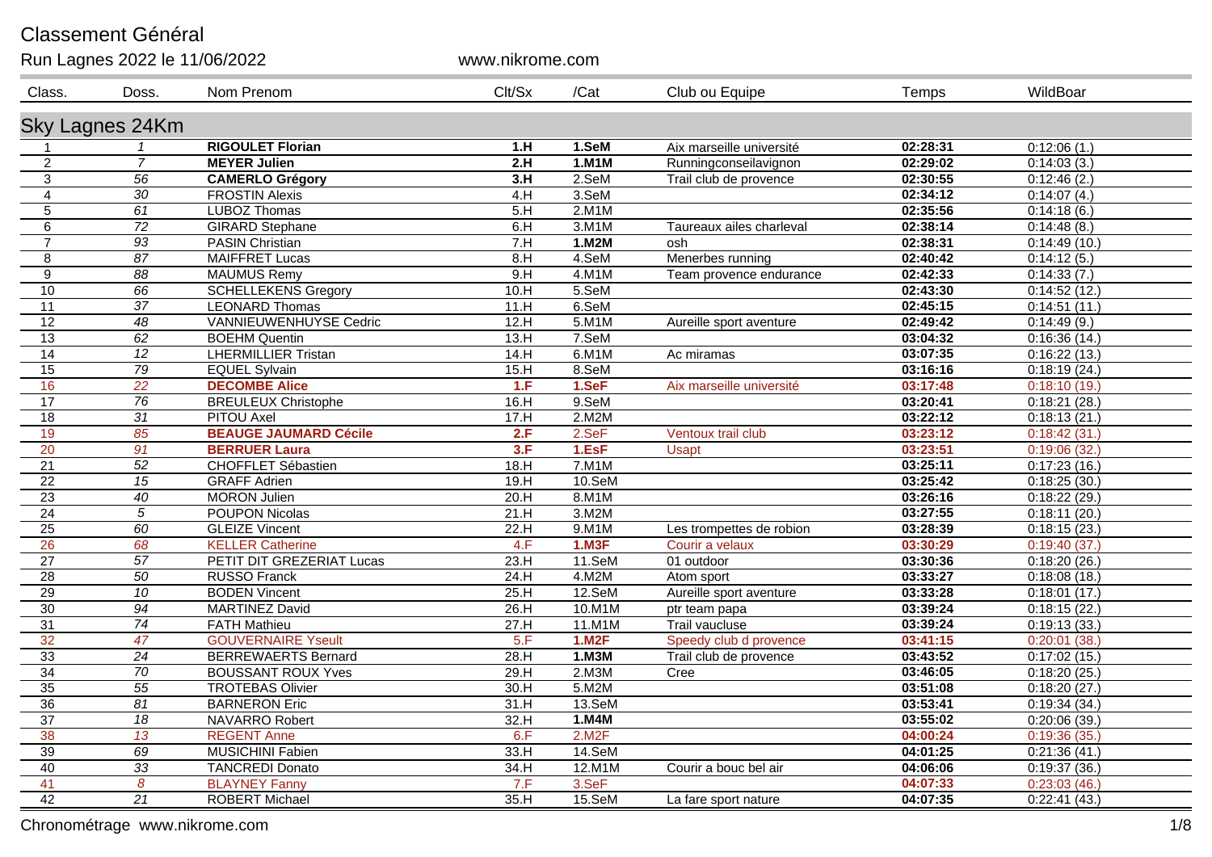# Classement Général

Run Lagnes 2022 le 11/06/2022 www.nikrome.com

## Sky Lagnes 24Km

| Class. | Doss. | Nom Prenom | Clt/Sx | /Cat | Club ou Equipe | Temps | WildBoar |
|---|---|---|---|---|---|---|---|
| 1 | 1 | **RIGOULET Florian** | **1.H** | **1.SeM** | Aix marseille université | **02:28:31** | 0:12:06 (1.) |
| 2 | 7 | **MEYER Julien** | **2.H** | **1.M1M** | Runningconseilavignon | **02:29:02** | 0:14:03 (3.) |
| 3 | 56 | **CAMERLO Grégory** | **3.H** | 2.SeM | Trail club de provence | **02:30:55** | 0:12:46 (2.) |
| 4 | 30 | FROSTIN Alexis | 4.H | 3.SeM | | **02:34:12** | 0:14:07 (4.) |
| 5 | 61 | LUBOZ Thomas | 5.H | 2.M1M | | **02:35:56** | 0:14:18 (6.) |
| 6 | 72 | GIRARD Stephane | 6.H | 3.M1M | Taureaux ailes charleval | **02:38:14** | 0:14:48 (8.) |
| 7 | 93 | PASIN Christian | 7.H | **1.M2M** | osh | **02:38:31** | 0:14:49 (10.) |
| 8 | 87 | MAIFFRET Lucas | 8.H | 4.SeM | Menerbes running | **02:40:42** | 0:14:12 (5.) |
| 9 | 88 | MAUMUS Remy | 9.H | 4.M1M | Team provence endurance | **02:42:33** | 0:14:33 (7.) |
| 10 | 66 | SCHELLEKENS Gregory | 10.H | 5.SeM | | **02:43:30** | 0:14:52 (12.) |
| 11 | 37 | LEONARD Thomas | 11.H | 6.SeM | | **02:45:15** | 0:14:51 (11.) |
| 12 | 48 | VANNIEUWENHUYSE Cedric | 12.H | 5.M1M | Aureille sport aventure | **02:49:42** | 0:14:49 (9.) |
| 13 | 62 | BOEHM Quentin | 13.H | 7.SeM | | **03:04:32** | 0:16:36 (14.) |
| 14 | 12 | LHERMILLIER Tristan | 14.H | 6.M1M | Ac miramas | **03:07:35** | 0:16:22 (13.) |
| 15 | 79 | EQUEL Sylvain | 15.H | 8.SeM | | **03:16:16** | 0:18:19 (24.) |
| 16 | 22 | **DECOMBE Alice** | **1.F** | **1.SeF** | Aix marseille université | **03:17:48** | 0:18:10 (19.) |
| 17 | 76 | BREULEUX Christophe | 16.H | 9.SeM | | **03:20:41** | 0:18:21 (28.) |
| 18 | 31 | PITOU Axel | 17.H | 2.M2M | | **03:22:12** | 0:18:13 (21.) |
| 19 | 85 | **BEAUGE JAUMARD Cécile** | **2.F** | 2.SeF | Ventoux trail club | **03:23:12** | 0:18:42 (31.) |
| 20 | 91 | **BERRUER Laura** | **3.F** | **1.EsF** | Usapt | **03:23:51** | 0:19:06 (32.) |
| 21 | 52 | CHOFFLET Sébastien | 18.H | 7.M1M | | **03:25:11** | 0:17:23 (16.) |
| 22 | 15 | GRAFF Adrien | 19.H | 10.SeM | | **03:25:42** | 0:18:25 (30.) |
| 23 | 40 | MORON Julien | 20.H | 8.M1M | | **03:26:16** | 0:18:22 (29.) |
| 24 | 5 | POUPON Nicolas | 21.H | 3.M2M | | **03:27:55** | 0:18:11 (20.) |
| 25 | 60 | GLEIZE Vincent | 22.H | 9.M1M | Les trompettes de robion | **03:28:39** | 0:18:15 (23.) |
| 26 | 68 | KELLER Catherine | 4.F | **1.M3F** | Courir a velaux | **03:30:29** | 0:19:40 (37.) |
| 27 | 57 | PETIT DIT GREZERIAT Lucas | 23.H | 11.SeM | 01 outdoor | **03:30:36** | 0:18:20 (26.) |
| 28 | 50 | RUSSO Franck | 24.H | 4.M2M | Atom sport | **03:33:27** | 0:18:08 (18.) |
| 29 | 10 | BODEN Vincent | 25.H | 12.SeM | Aureille sport aventure | **03:33:28** | 0:18:01 (17.) |
| 30 | 94 | MARTINEZ David | 26.H | 10.M1M | ptr team papa | **03:39:24** | 0:18:15 (22.) |
| 31 | 74 | FATH Mathieu | 27.H | 11.M1M | Trail vaucluse | **03:39:24** | 0:19:13 (33.) |
| 32 | 47 | GOUVERNAIRE Yseult | 5.F | **1.M2F** | Speedy club d provence | **03:41:15** | 0:20:01 (38.) |
| 33 | 24 | BERREWAERTS Bernard | 28.H | **1.M3M** | Trail club de provence | **03:43:52** | 0:17:02 (15.) |
| 34 | 70 | BOUSSANT ROUX Yves | 29.H | 2.M3M | Cree | **03:46:05** | 0:18:20 (25.) |
| 35 | 55 | TROTEBAS Olivier | 30.H | 5.M2M | | **03:51:08** | 0:18:20 (27.) |
| 36 | 81 | BARNERON Eric | 31.H | 13.SeM | | **03:53:41** | 0:19:34 (34.) |
| 37 | 18 | NAVARRO Robert | 32.H | **1.M4M** | | **03:55:02** | 0:20:06 (39.) |
| 38 | 13 | REGENT Anne | 6.F | 2.M2F | | **04:00:24** | 0:19:36 (35.) |
| 39 | 69 | MUSICHINI Fabien | 33.H | 14.SeM | | **04:01:25** | 0:21:36 (41.) |
| 40 | 33 | TANCREDI Donato | 34.H | 12.M1M | Courir a bouc bel air | **04:06:06** | 0:19:37 (36.) |
| 41 | 8 | BLAYNEY Fanny | 7.F | 3.SeF | | **04:07:33** | 0:23:03 (46.) |
| 42 | 21 | ROBERT Michael | 35.H | 15.SeM | La fare sport nature | **04:07:35** | 0:22:41 (43.) |

Chronométrage www.nikrome.com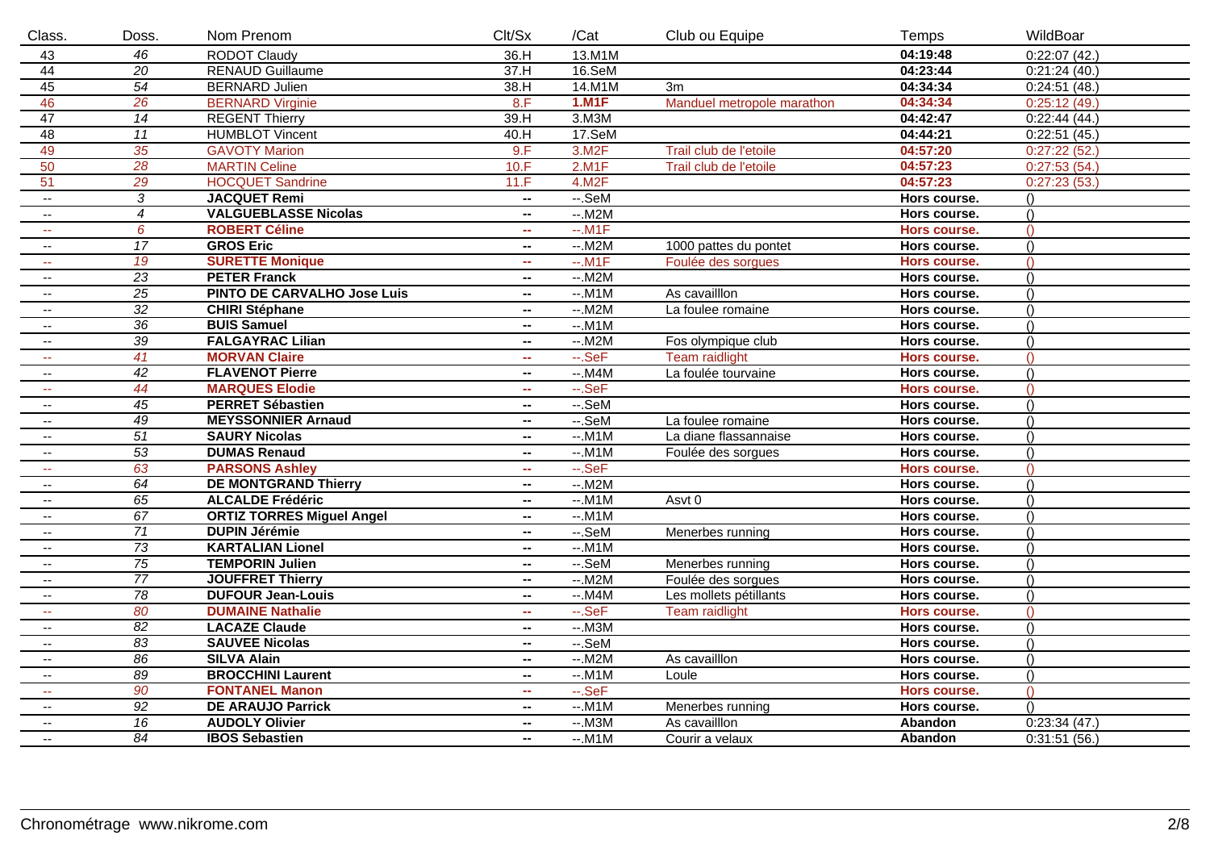| Class. | Doss. | Nom Prenom | Clt/Sx | /Cat | Club ou Equipe | Temps | WildBoar |
|---|---|---|---|---|---|---|---|
| 43 | 46 | RODOT Claudy | 36.H | 13.M1M | | **04:19:48** | 0:22:07 (42.) |
| 44 | 20 | RENAUD Guillaume | 37.H | 16.SeM | | **04:23:44** | 0:21:24 (40.) |
| 45 | 54 | BERNARD Julien | 38.H | 14.M1M | 3m | **04:34:34** | 0:24:51 (48.) |
| 46 | 26 | BERNARD Virginie | 8.F | **1.M1F** | Manduel metropole marathon | **04:34:34** | 0:25:12 (49.) |
| 47 | 14 | REGENT Thierry | 39.H | 3.M3M | | **04:42:47** | 0:22:44 (44.) |
| 48 | 11 | HUMBLOT Vincent | 40.H | 17.SeM | | **04:44:21** | 0:22:51 (45.) |
| 49 | 35 | GAVOTY Marion | 9.F | 3.M2F | Trail club de l'etoile | **04:57:20** | 0:27:22 (52.) |
| 50 | 28 | MARTIN Celine | 10.F | 2.M1F | Trail club de l'etoile | **04:57:23** | 0:27:53 (54.) |
| 51 | 29 | HOCQUET Sandrine | 11.F | 4.M2F | | **04:57:23** | 0:27:23 (53.) |
| -- | 3 | **JACQUET Remi** | -- | --.SeM | | **Hors course.** | () |
| -- | 4 | **VALGUEBLASSE Nicolas** | -- | --.M2M | | **Hors course.** | () |
| -- | 6 | **ROBERT Céline** | -- | --.M1F | | **Hors course.** | () |
| -- | 17 | **GROS Eric** | -- | --.M2M | 1000 pattes du pontet | **Hors course.** | () |
| -- | 19 | **SURETTE Monique** | -- | --.M1F | Foulée des sorgues | **Hors course.** | () |
| -- | 23 | **PETER Franck** | -- | --.M2M | | **Hors course.** | () |
| -- | 25 | **PINTO DE CARVALHO Jose Luis** | -- | --.M1M | As cavailllon | **Hors course.** | () |
| -- | 32 | **CHIRI Stéphane** | -- | --.M2M | La foulee romaine | **Hors course.** | () |
| -- | 36 | **BUIS Samuel** | -- | --.M1M | | **Hors course.** | () |
| -- | 39 | **FALGAYRAC Lilian** | -- | --.M2M | Fos olympique club | **Hors course.** | () |
| -- | 41 | **MORVAN Claire** | -- | --.SeF | Team raidlight | **Hors course.** | () |
| -- | 42 | **FLAVENOT Pierre** | -- | --.M4M | La foulée tourvaine | **Hors course.** | () |
| -- | 44 | **MARQUES Elodie** | -- | --.SeF | | **Hors course.** | () |
| -- | 45 | **PERRET Sébastien** | -- | --.SeM | | **Hors course.** | () |
| -- | 49 | **MEYSSONNIER Arnaud** | -- | --.SeM | La foulee romaine | **Hors course.** | () |
| -- | 51 | **SAURY Nicolas** | -- | --.M1M | La diane flassannaise | **Hors course.** | () |
| -- | 53 | **DUMAS Renaud** | -- | --.M1M | Foulée des sorgues | **Hors course.** | () |
| -- | 63 | **PARSONS Ashley** | -- | --.SeF | | **Hors course.** | () |
| -- | 64 | **DE MONTGRAND Thierry** | -- | --.M2M | | **Hors course.** | () |
| -- | 65 | **ALCALDE Frédéric** | -- | --.M1M | Asvt 0 | **Hors course.** | () |
| -- | 67 | **ORTIZ TORRES Miguel Angel** | -- | --.M1M | | **Hors course.** | () |
| -- | 71 | **DUPIN Jérémie** | -- | --.SeM | Menerbes running | **Hors course.** | () |
| -- | 73 | **KARTALIAN Lionel** | -- | --.M1M | | **Hors course.** | () |
| -- | 75 | **TEMPORIN Julien** | -- | --.SeM | Menerbes running | **Hors course.** | () |
| -- | 77 | **JOUFFRET Thierry** | -- | --.M2M | Foulée des sorgues | **Hors course.** | () |
| -- | 78 | **DUFOUR Jean-Louis** | -- | --.M4M | Les mollets pétillants | **Hors course.** | () |
| -- | 80 | **DUMAINE Nathalie** | -- | --.SeF | Team raidlight | **Hors course.** | () |
| -- | 82 | **LACAZE Claude** | -- | --.M3M | | **Hors course.** | () |
| -- | 83 | **SAUVEE Nicolas** | -- | --.SeM | | **Hors course.** | () |
| -- | 86 | **SILVA Alain** | -- | --.M2M | As cavailllon | **Hors course.** | () |
| -- | 89 | **BROCCHINI Laurent** | -- | --.M1M | Loule | **Hors course.** | () |
| -- | 90 | **FONTANEL Manon** | -- | --.SeF | | **Hors course.** | () |
| -- | 92 | **DE ARAUJO Parrick** | -- | --.M1M | Menerbes running | **Hors course.** | () |
| -- | 16 | **AUDOLY Olivier** | -- | --.M3M | As cavailllon | **Abandon** | 0:23:34 (47.) |
| -- | 84 | **IBOS Sebastien** | -- | --.M1M | Courir a velaux | **Abandon** | 0:31:51 (56.) |

Chronométrage www.nikrome.com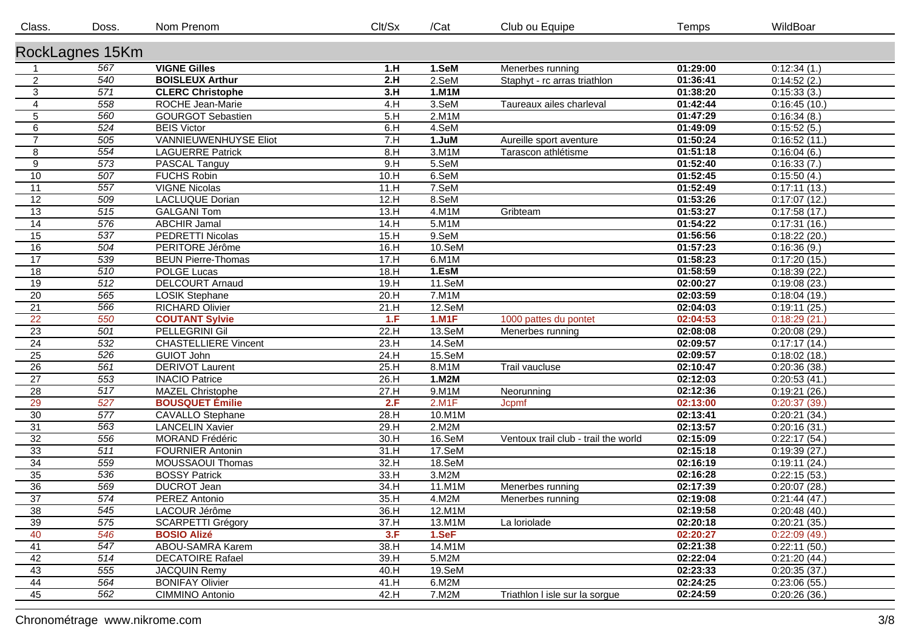| Class. | Doss. | Nom Prenom | Clt/Sx | /Cat | Club ou Equipe | Temps | WildBoar |
|---|---|---|---|---|---|---|---|
| **RockLagnes 15Km** | | | | | | | |
| 1 | 567 | **VIGNE Gilles** | **1.H** | **1.SeM** | Menerbes running | **01:29:00** | 0:12:34 (1.) |
| 2 | 540 | **BOISLEUX Arthur** | **2.H** | 2.SeM | Staphyt - rc arras triathlon | **01:36:41** | 0:14:52 (2.) |
| 3 | 571 | **CLERC Christophe** | **3.H** | **1.M1M** | | **01:38:20** | 0:15:33 (3.) |
| 4 | 558 | ROCHE Jean-Marie | 4.H | 3.SeM | Taureaux ailes charleval | **01:42:44** | 0:16:45 (10.) |
| 5 | 560 | GOURGOT Sebastien | 5.H | 2.M1M | | **01:47:29** | 0:16:34 (8.) |
| 6 | 524 | BEIS Victor | 6.H | 4.SeM | | **01:49:09** | 0:15:52 (5.) |
| 7 | 505 | VANNIEUWENHUYSE Eliot | 7.H | **1.JuM** | Aureille sport aventure | **01:50:24** | 0:16:52 (11.) |
| 8 | 554 | LAGUERRE Patrick | 8.H | 3.M1M | Tarascon athlétisme | **01:51:18** | 0:16:04 (6.) |
| 9 | 573 | PASCAL Tanguy | 9.H | 5.SeM | | **01:52:40** | 0:16:33 (7.) |
| 10 | 507 | FUCHS Robin | 10.H | 6.SeM | | **01:52:45** | 0:15:50 (4.) |
| 11 | 557 | VIGNE Nicolas | 11.H | 7.SeM | | **01:52:49** | 0:17:11 (13.) |
| 12 | 509 | LACLUQUE Dorian | 12.H | 8.SeM | | **01:53:26** | 0:17:07 (12.) |
| 13 | 515 | GALGANI Tom | 13.H | 4.M1M | Gribteam | **01:53:27** | 0:17:58 (17.) |
| 14 | 576 | ABCHIR Jamal | 14.H | 5.M1M | | **01:54:22** | 0:17:31 (16.) |
| 15 | 537 | PEDRETTI Nicolas | 15.H | 9.SeM | | **01:56:56** | 0:18:22 (20.) |
| 16 | 504 | PERITORE Jérôme | 16.H | 10.SeM | | **01:57:23** | 0:16:36 (9.) |
| 17 | 539 | BEUN Pierre-Thomas | 17.H | 6.M1M | | **01:58:23** | 0:17:20 (15.) |
| 18 | 510 | POLGE Lucas | 18.H | **1.EsM** | | **01:58:59** | 0:18:39 (22.) |
| 19 | 512 | DELCOURT Arnaud | 19.H | 11.SeM | | **02:00:27** | 0:19:08 (23.) |
| 20 | 565 | LOSIK Stephane | 20.H | 7.M1M | | **02:03:59** | 0:18:04 (19.) |
| 21 | 566 | RICHARD Olivier | 21.H | 12.SeM | | **02:04:03** | 0:19:11 (25.) |
| 22 | 550 | **COUTANT Sylvie** | **1.F** | **1.M1F** | 1000 pattes du pontet | **02:04:53** | 0:18:29 (21.) |
| 23 | 501 | PELLEGRINI Gil | 22.H | 13.SeM | Menerbes running | **02:08:08** | 0:20:08 (29.) |
| 24 | 532 | CHASTELLIERE Vincent | 23.H | 14.SeM | | **02:09:57** | 0:17:17 (14.) |
| 25 | 526 | GUIOT John | 24.H | 15.SeM | | **02:09:57** | 0:18:02 (18.) |
| 26 | 561 | DERIVOT Laurent | 25.H | 8.M1M | Trail vaucluse | **02:10:47** | 0:20:36 (38.) |
| 27 | 553 | INACIO Patrice | 26.H | **1.M2M** | | **02:12:03** | 0:20:53 (41.) |
| 28 | 517 | MAZEL Christophe | 27.H | 9.M1M | Neorunning | **02:12:36** | 0:19:21 (26.) |
| 29 | 527 | **BOUSQUET Émilie** | **2.F** | 2.M1F | Jcpmf | **02:13:00** | 0:20:37 (39.) |
| 30 | 577 | CAVALLO Stephane | 28.H | 10.M1M | | **02:13:41** | 0:20:21 (34.) |
| 31 | 563 | LANCELIN Xavier | 29.H | 2.M2M | | **02:13:57** | 0:20:16 (31.) |
| 32 | 556 | MORAND Frédéric | 30.H | 16.SeM | Ventoux trail club - trail the world | **02:15:09** | 0:22:17 (54.) |
| 33 | 511 | FOURNIER Antonin | 31.H | 17.SeM | | **02:15:18** | 0:19:39 (27.) |
| 34 | 559 | MOUSSAOUI Thomas | 32.H | 18.SeM | | **02:16:19** | 0:19:11 (24.) |
| 35 | 536 | BOSSY Patrick | 33.H | 3.M2M | | **02:16:28** | 0:22:15 (53.) |
| 36 | 569 | DUCROT Jean | 34.H | 11.M1M | Menerbes running | **02:17:39** | 0:20:07 (28.) |
| 37 | 574 | PEREZ Antonio | 35.H | 4.M2M | Menerbes running | **02:19:08** | 0:21:44 (47.) |
| 38 | 545 | LACOUR Jérôme | 36.H | 12.M1M | | **02:19:58** | 0:20:48 (40.) |
| 39 | 575 | SCARPETTI Grégory | 37.H | 13.M1M | La loriolade | **02:20:18** | 0:20:21 (35.) |
| 40 | 546 | **BOSIO Alizé** | **3.F** | **1.SeF** | | **02:20:27** | 0:22:09 (49.) |
| 41 | 547 | ABOU-SAMRA Karem | 38.H | 14.M1M | | **02:21:38** | 0:22:11 (50.) |
| 42 | 514 | DECATOIRE Rafael | 39.H | 5.M2M | | **02:22:04** | 0:21:20 (44.) |
| 43 | 555 | JACQUIN Remy | 40.H | 19.SeM | | **02:23:33** | 0:20:35 (37.) |
| 44 | 564 | BONIFAY Olivier | 41.H | 6.M2M | | **02:24:25** | 0:23:06 (55.) |
| 45 | 562 | CIMMINO Antonio | 42.H | 7.M2M | Triathlon l isle sur la sorgue | **02:24:59** | 0:20:26 (36.) |

Chronométrage www.nikrome.com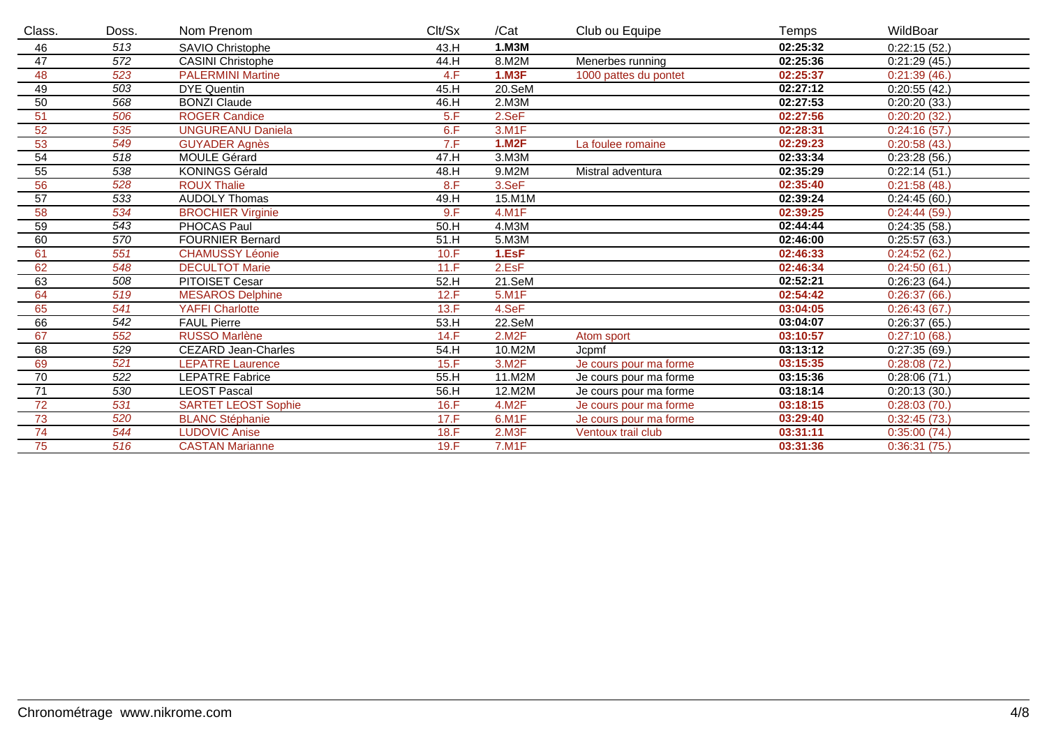| Class. | Doss. | Nom Prenom | Clt/Sx | /Cat | Club ou Equipe | Temps | WildBoar |
|---|---|---|---|---|---|---|---|
| 46 | 513 | SAVIO Christophe | 43.H | **1.M3M** | | **02:25:32** | 0:22:15 (52.) |
| 47 | 572 | CASINI Christophe | 44.H | 8.M2M | Menerbes running | **02:25:36** | 0:21:29 (45.) |
| 48 | 523 | PALERMINI Martine | 4.F | **1.M3F** | 1000 pattes du pontet | **02:25:37** | 0:21:39 (46.) |
| 49 | 503 | DYE Quentin | 45.H | 20.SeM | | **02:27:12** | 0:20:55 (42.) |
| 50 | 568 | BONZI Claude | 46.H | 2.M3M | | **02:27:53** | 0:20:20 (33.) |
| 51 | 506 | ROGER Candice | 5.F | 2.SeF | | **02:27:56** | 0:20:20 (32.) |
| 52 | 535 | UNGUREANU Daniela | 6.F | 3.M1F | | **02:28:31** | 0:24:16 (57.) |
| 53 | 549 | GUYADER Agnès | 7.F | **1.M2F** | La foulee romaine | **02:29:23** | 0:20:58 (43.) |
| 54 | 518 | MOULE Gérard | 47.H | 3.M3M | | **02:33:34** | 0:23:28 (56.) |
| 55 | 538 | KONINGS Gérald | 48.H | 9.M2M | Mistral adventura | **02:35:29** | 0:22:14 (51.) |
| 56 | 528 | ROUX Thalie | 8.F | 3.SeF | | **02:35:40** | 0:21:58 (48.) |
| 57 | 533 | AUDOLY Thomas | 49.H | 15.M1M | | **02:39:24** | 0:24:45 (60.) |
| 58 | 534 | BROCHIER Virginie | 9.F | 4.M1F | | **02:39:25** | 0:24:44 (59.) |
| 59 | 543 | PHOCAS Paul | 50.H | 4.M3M | | **02:44:44** | 0:24:35 (58.) |
| 60 | 570 | FOURNIER Bernard | 51.H | 5.M3M | | **02:46:00** | 0:25:57 (63.) |
| 61 | 551 | CHAMUSSY Léonie | 10.F | **1.EsF** | | **02:46:33** | 0:24:52 (62.) |
| 62 | 548 | DECULTOT Marie | 11.F | 2.EsF | | **02:46:34** | 0:24:50 (61.) |
| 63 | 508 | PITOISET Cesar | 52.H | 21.SeM | | **02:52:21** | 0:26:23 (64.) |
| 64 | 519 | MESAROS Delphine | 12.F | 5.M1F | | **02:54:42** | 0:26:37 (66.) |
| 65 | 541 | YAFFI Charlotte | 13.F | 4.SeF | | **03:04:05** | 0:26:43 (67.) |
| 66 | 542 | FAUL Pierre | 53.H | 22.SeM | | **03:04:07** | 0:26:37 (65.) |
| 67 | 552 | RUSSO Marlène | 14.F | 2.M2F | Atom sport | **03:10:57** | 0:27:10 (68.) |
| 68 | 529 | CEZARD Jean-Charles | 54.H | 10.M2M | Jcpmf | **03:13:12** | 0:27:35 (69.) |
| 69 | 521 | LEPATRE Laurence | 15.F | 3.M2F | Je cours pour ma forme | **03:15:35** | 0:28:08 (72.) |
| 70 | 522 | LEPATRE Fabrice | 55.H | 11.M2M | Je cours pour ma forme | **03:15:36** | 0:28:06 (71.) |
| 71 | 530 | LEOST Pascal | 56.H | 12.M2M | Je cours pour ma forme | **03:18:14** | 0:20:13 (30.) |
| 72 | 531 | SARTET LEOST Sophie | 16.F | 4.M2F | Je cours pour ma forme | **03:18:15** | 0:28:03 (70.) |
| 73 | 520 | BLANC Stéphanie | 17.F | 6.M1F | Je cours pour ma forme | **03:29:40** | 0:32:45 (73.) |
| 74 | 544 | LUDOVIC Anise | 18.F | 2.M3F | Ventoux trail club | **03:31:11** | 0:35:00 (74.) |
| 75 | 516 | CASTAN Marianne | 19.F | 7.M1F | | **03:31:36** | 0:36:31 (75.) |

Chronométrage www.nikrome.com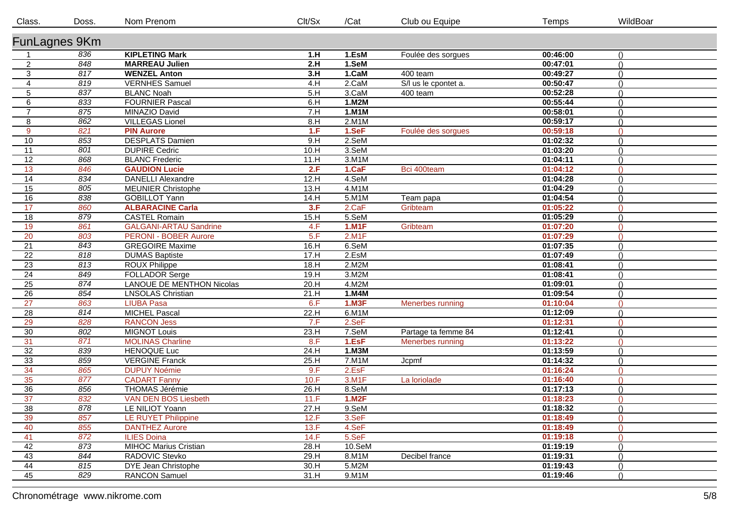| Class. | Doss. | Nom Prenom | Clt/Sx | /Cat | Club ou Equipe | Temps | WildBoar |
|---|---|---|---|---|---|---|---|

## FunLagnes 9Km

| Class. | Doss. | Nom Prenom | Clt/Sx | /Cat | Club ou Equipe | Temps | WildBoar |
|---|---|---|---|---|---|---|---|
| 1 | 836 | **KIPLETING Mark** | **1.H** | **1.EsM** | Foulée des sorgues | **00:46:00** | () |
| 2 | 848 | **MARREAU Julien** | **2.H** | **1.SeM** | | **00:47:01** | () |
| 3 | 817 | **WENZEL Anton** | **3.H** | **1.CaM** | 400 team | **00:49:27** | () |
| 4 | 819 | VERNHES Samuel | 4.H | 2.CaM | S/l us le cpontet a. | **00:50:47** | () |
| 5 | 837 | BLANC Noah | 5.H | 3.CaM | 400 team | **00:52:28** | () |
| 6 | 833 | FOURNIER Pascal | 6.H | **1.M2M** | | **00:55:44** | () |
| 7 | 875 | MINAZIO David | 7.H | **1.M1M** | | **00:58:01** | () |
| 8 | 862 | VILLEGAS Lionel | 8.H | 2.M1M | | **00:59:17** | () |
| 9 | 821 | **PIN Aurore** | **1.F** | **1.SeF** | Foulée des sorgues | **00:59:18** | () |
| 10 | 853 | DESPLATS Damien | 9.H | 2.SeM | | **01:02:32** | () |
| 11 | 801 | DUPIRE Cedric | 10.H | 3.SeM | | **01:03:20** | () |
| 12 | 868 | BLANC Frederic | 11.H | 3.M1M | | **01:04:11** | () |
| 13 | 846 | **GAUDION Lucie** | **2.F** | **1.CaF** | Bci 400team | **01:04:12** | () |
| 14 | 834 | DANELLI Alexandre | 12.H | 4.SeM | | **01:04:28** | () |
| 15 | 805 | MEUNIER Christophe | 13.H | 4.M1M | | **01:04:29** | () |
| 16 | 838 | GOBILLOT Yann | 14.H | 5.M1M | Team papa | **01:04:54** | () |
| 17 | 860 | **ALBARACINE Carla** | **3.F** | 2.CaF | Gribteam | **01:05:22** | () |
| 18 | 879 | CASTEL Romain | 15.H | 5.SeM | | **01:05:29** | () |
| 19 | 861 | GALGANI-ARTAU Sandrine | 4.F | **1.M1F** | Gribteam | **01:07:20** | () |
| 20 | 803 | PERONI - BOBER Aurore | 5.F | 2.M1F | | **01:07:29** | () |
| 21 | 843 | GREGOIRE Maxime | 16.H | 6.SeM | | **01:07:35** | () |
| 22 | 818 | DUMAS Baptiste | 17.H | 2.EsM | | **01:07:49** | () |
| 23 | 813 | ROUX Philippe | 18.H | 2.M2M | | **01:08:41** | () |
| 24 | 849 | FOLLADOR Serge | 19.H | 3.M2M | | **01:08:41** | () |
| 25 | 874 | LANOUE DE MENTHON Nicolas | 20.H | 4.M2M | | **01:09:01** | () |
| 26 | 854 | LNSOLAS Christian | 21.H | **1.M4M** | | **01:09:54** | () |
| 27 | 863 | LIUBA Pasa | 6.F | **1.M3F** | Menerbes running | **01:10:04** | () |
| 28 | 814 | MICHEL Pascal | 22.H | 6.M1M | | **01:12:09** | () |
| 29 | 828 | RANCON Jess | 7.F | 2.SeF | | **01:12:31** | () |
| 30 | 802 | MIGNOT Louis | 23.H | 7.SeM | Partage ta femme 84 | **01:12:41** | () |
| 31 | 871 | MOLINAS Charline | 8.F | **1.EsF** | Menerbes running | **01:13:22** | () |
| 32 | 839 | HENOQUE Luc | 24.H | **1.M3M** | | **01:13:59** | () |
| 33 | 859 | VERGINE Franck | 25.H | 7.M1M | Jcpmf | **01:14:32** | () |
| 34 | 865 | DUPUY Noémie | 9.F | 2.EsF | | **01:16:24** | () |
| 35 | 877 | CADART Fanny | 10.F | 3.M1F | La loriolade | **01:16:40** | () |
| 36 | 856 | THOMAS Jérémie | 26.H | 8.SeM | | **01:17:13** | () |
| 37 | 832 | VAN DEN BOS Liesbeth | 11.F | **1.M2F** | | **01:18:23** | () |
| 38 | 878 | LE NILIOT Yoann | 27.H | 9.SeM | | **01:18:32** | () |
| 39 | 857 | LE RUYET Philippine | 12.F | 3.SeF | | **01:18:49** | () |
| 40 | 855 | DANTHEZ Aurore | 13.F | 4.SeF | | **01:18:49** | () |
| 41 | 872 | ILIES Doina | 14.F | 5.SeF | | **01:19:18** | () |
| 42 | 873 | MIHOC Marius Cristian | 28.H | 10.SeM | | **01:19:19** | () |
| 43 | 844 | RADOVIC Stevko | 29.H | 8.M1M | Decibel france | **01:19:31** | () |
| 44 | 815 | DYE Jean Christophe | 30.H | 5.M2M | | **01:19:43** | () |
| 45 | 829 | RANCON Samuel | 31.H | 9.M1M | | **01:19:46** | () |

Chronométrage www.nikrome.com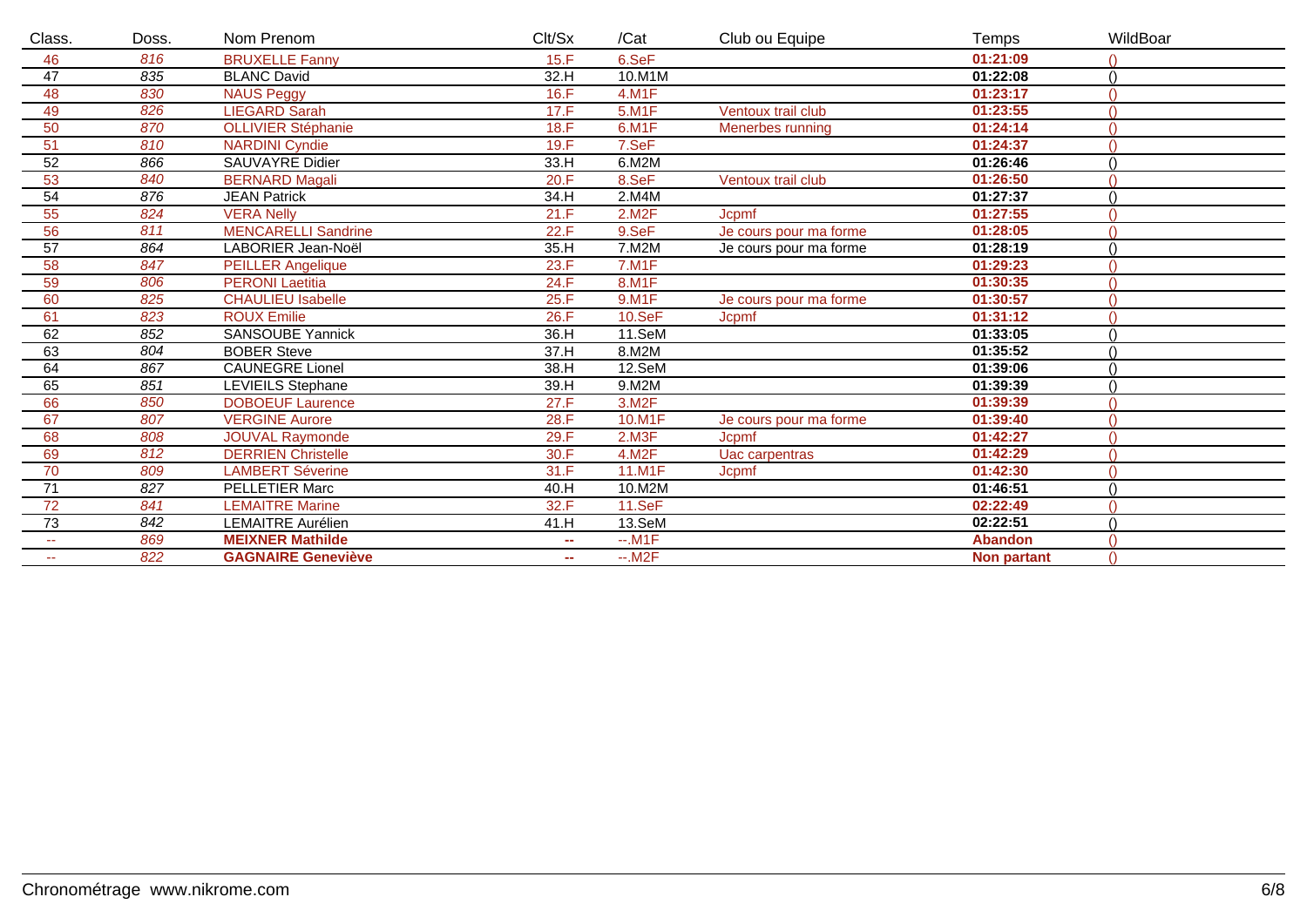| Class. | Doss. | Nom Prenom | Clt/Sx | /Cat | Club ou Equipe | Temps | WildBoar |
|---|---|---|---|---|---|---|---|
| 46 | 816 | BRUXELLE Fanny | 15.F | 6.SeF | | 01:21:09 | () |
| 47 | 835 | BLANC David | 32.H | 10.M1M | | 01:22:08 | () |
| 48 | 830 | NAUS Peggy | 16.F | 4.M1F | | 01:23:17 | () |
| 49 | 826 | LIEGARD Sarah | 17.F | 5.M1F | Ventoux trail club | 01:23:55 | () |
| 50 | 870 | OLLIVIER Stéphanie | 18.F | 6.M1F | Menerbes running | 01:24:14 | () |
| 51 | 810 | NARDINI Cyndie | 19.F | 7.SeF | | 01:24:37 | () |
| 52 | 866 | SAUVAYRE Didier | 33.H | 6.M2M | | 01:26:46 | () |
| 53 | 840 | BERNARD Magali | 20.F | 8.SeF | Ventoux trail club | 01:26:50 | () |
| 54 | 876 | JEAN Patrick | 34.H | 2.M4M | | 01:27:37 | () |
| 55 | 824 | VERA Nelly | 21.F | 2.M2F | Jcpmf | 01:27:55 | () |
| 56 | 811 | MENCARELLI Sandrine | 22.F | 9.SeF | Je cours pour ma forme | 01:28:05 | () |
| 57 | 864 | LABORIER Jean-Noël | 35.H | 7.M2M | Je cours pour ma forme | 01:28:19 | () |
| 58 | 847 | PEILLER Angelique | 23.F | 7.M1F | | 01:29:23 | () |
| 59 | 806 | PERONI Laetitia | 24.F | 8.M1F | | 01:30:35 | () |
| 60 | 825 | CHAULIEU Isabelle | 25.F | 9.M1F | Je cours pour ma forme | 01:30:57 | () |
| 61 | 823 | ROUX Emilie | 26.F | 10.SeF | Jcpmf | 01:31:12 | () |
| 62 | 852 | SANSOUBE Yannick | 36.H | 11.SeM | | 01:33:05 | () |
| 63 | 804 | BOBER Steve | 37.H | 8.M2M | | 01:35:52 | () |
| 64 | 867 | CAUNEGRE Lionel | 38.H | 12.SeM | | 01:39:06 | () |
| 65 | 851 | LEVIEILS Stephane | 39.H | 9.M2M | | 01:39:39 | () |
| 66 | 850 | DOBOEUF Laurence | 27.F | 3.M2F | | 01:39:39 | () |
| 67 | 807 | VERGINE Aurore | 28.F | 10.M1F | Je cours pour ma forme | 01:39:40 | () |
| 68 | 808 | JOUVAL Raymonde | 29.F | 2.M3F | Jcpmf | 01:42:27 | () |
| 69 | 812 | DERRIEN Christelle | 30.F | 4.M2F | Uac carpentras | 01:42:29 | () |
| 70 | 809 | LAMBERT Séverine | 31.F | 11.M1F | Jcpmf | 01:42:30 | () |
| 71 | 827 | PELLETIER Marc | 40.H | 10.M2M | | 01:46:51 | () |
| 72 | 841 | LEMAITRE Marine | 32.F | 11.SeF | | 02:22:49 | () |
| 73 | 842 | LEMAITRE Aurélien | 41.H | 13.SeM | | 02:22:51 | () |
| -- | 869 | **MEIXNER Mathilde** | -- | --.M1F | | **Abandon** | () |
| -- | 822 | **GAGNAIRE Geneviève** | -- | --.M2F | | **Non partant** | () |

Chronométrage www.nikrome.com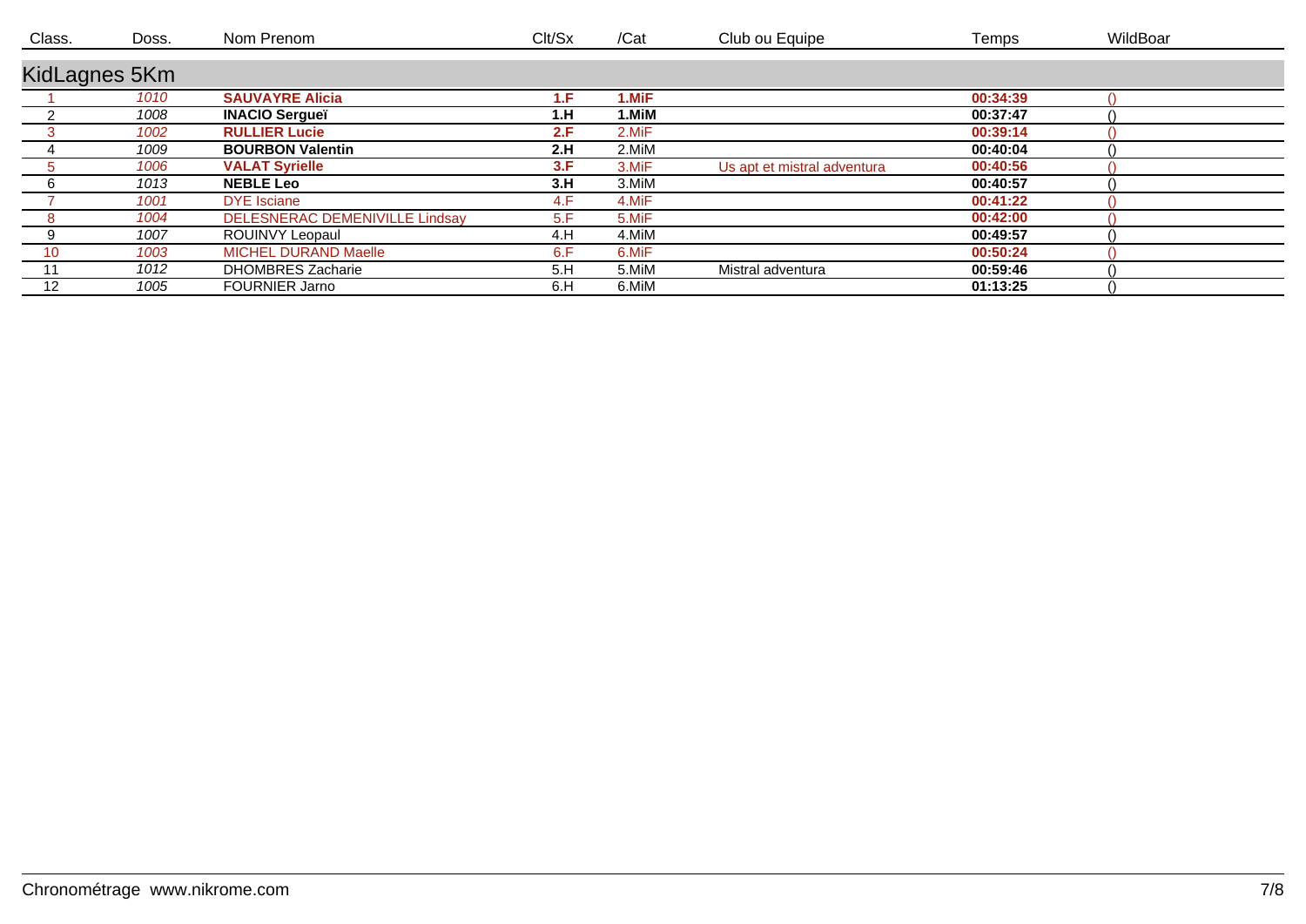| Class. | Doss. | Nom Prenom | Clt/Sx | /Cat | Club ou Equipe | Temps | WildBoar |
|---|---|---|---|---|---|---|---|
| **KidLagnes 5Km** | | | | | | | |
| 1 | 1010 | **SAUVAYRE Alicia** | **1.F** | **1.MiF** | | **00:34:39** | () |
| 2 | 1008 | **INACIO Sergueï** | **1.H** | **1.MiM** | | **00:37:47** | () |
| 3 | 1002 | **RULLIER Lucie** | **2.F** | 2.MiF | | **00:39:14** | () |
| 4 | 1009 | **BOURBON Valentin** | **2.H** | 2.MiM | | **00:40:04** | () |
| 5 | 1006 | **VALAT Syrielle** | **3.F** | 3.MiF | Us apt et mistral adventura | **00:40:56** | () |
| 6 | 1013 | **NEBLE Leo** | **3.H** | 3.MiM | | **00:40:57** | () |
| 7 | 1001 | DYE Isciane | 4.F | 4.MiF | | **00:41:22** | () |
| 8 | 1004 | DELESNERAC DEMENIVILLE Lindsay | 5.F | 5.MiF | | **00:42:00** | () |
| 9 | 1007 | ROUINVY Leopaul | 4.H | 4.MiM | | **00:49:57** | () |
| 10 | 1003 | MICHEL DURAND Maelle | 6.F | 6.MiF | | **00:50:24** | () |
| 11 | 1012 | DHOMBRES Zacharie | 5.H | 5.MiM | Mistral adventura | **00:59:46** | () |
| 12 | 1005 | FOURNIER Jarno | 6.H | 6.MiM | | **01:13:25** | () |

Chronométrage www.nikrome.com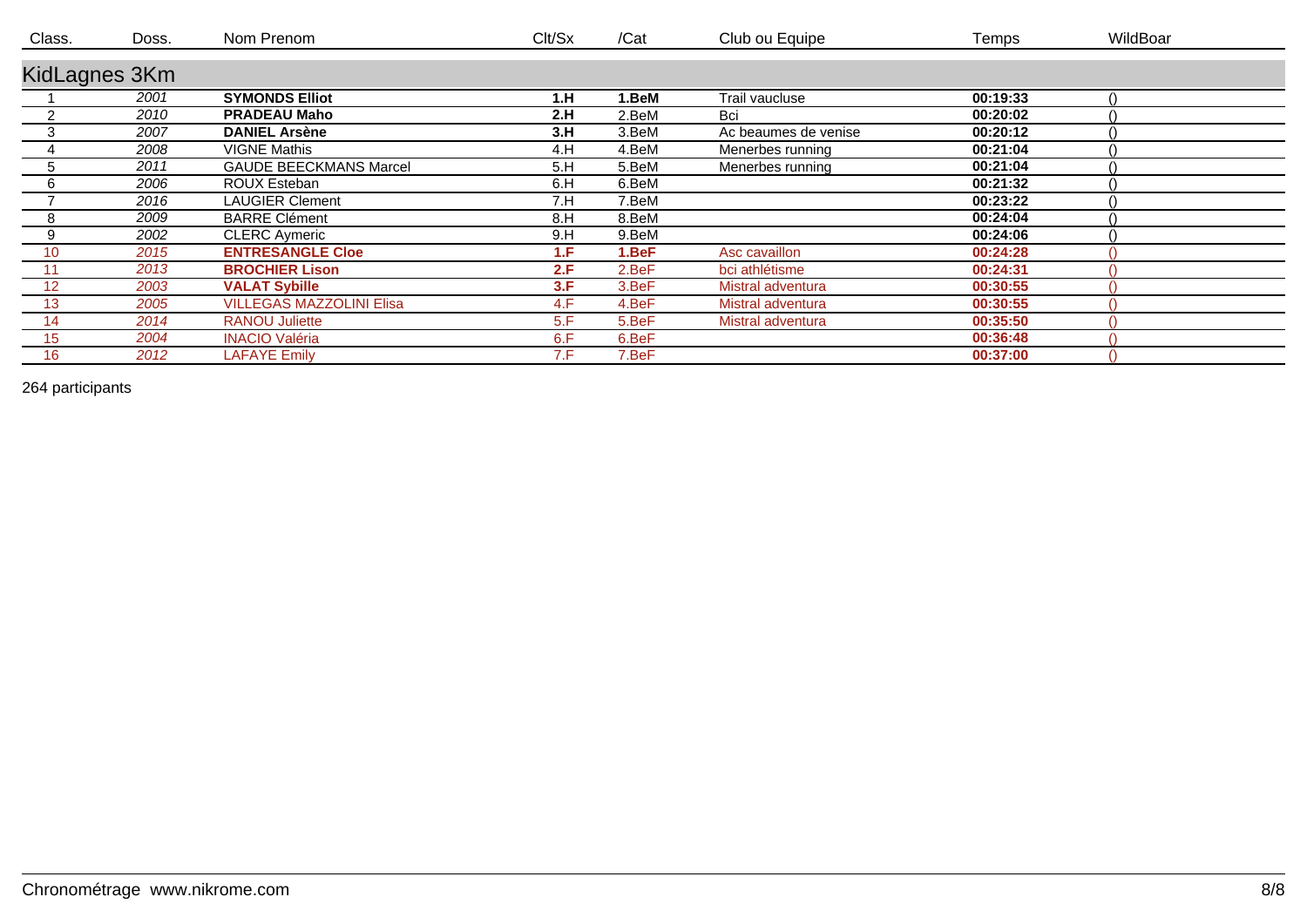| Class. | Doss. | Nom Prenom | Clt/Sx | /Cat | Club ou Equipe | Temps | WildBoar |
|---|---|---|---|---|---|---|---|

## KidLagnes 3Km

| Class. | Doss. | Nom Prenom | Clt/Sx | /Cat | Club ou Equipe | Temps | WildBoar |
|---|---|---|---|---|---|---|---|
| 1 | *2001* | **SYMONDS Elliot** | **1.H** | **1.BeM** | Trail vaucluse | **00:19:33** | () |
| 2 | *2010* | **PRADEAU Maho** | **2.H** | 2.BeM | Bci | **00:20:02** | () |
| 3 | *2007* | **DANIEL Arsène** | **3.H** | 3.BeM | Ac beaumes de venise | **00:20:12** | () |
| 4 | *2008* | VIGNE Mathis | 4.H | 4.BeM | Menerbes running | **00:21:04** | () |
| 5 | *2011* | GAUDE BEECKMANS Marcel | 5.H | 5.BeM | Menerbes running | **00:21:04** | () |
| 6 | *2006* | ROUX Esteban | 6.H | 6.BeM | | **00:21:32** | () |
| 7 | *2016* | LAUGIER Clement | 7.H | 7.BeM | | **00:23:22** | () |
| 8 | *2009* | BARRE Clément | 8.H | 8.BeM | | **00:24:04** | () |
| 9 | *2002* | CLERC Aymeric | 9.H | 9.BeM | | **00:24:06** | () |
| 10 | *2015* | **ENTRESANGLE Cloe** | **1.F** | **1.BeF** | Asc cavaillon | **00:24:28** | () |
| 11 | *2013* | **BROCHIER Lison** | **2.F** | 2.BeF | bci athlétisme | **00:24:31** | () |
| 12 | *2003* | **VALAT Sybille** | **3.F** | 3.BeF | Mistral adventura | **00:30:55** | () |
| 13 | *2005* | VILLEGAS MAZZOLINI Elisa | 4.F | 4.BeF | Mistral adventura | **00:30:55** | () |
| 14 | *2014* | RANOU Juliette | 5.F | 5.BeF | Mistral adventura | **00:35:50** | () |
| 15 | *2004* | INACIO Valéria | 6.F | 6.BeF | | **00:36:48** | () |
| 16 | *2012* | LAFAYE Emily | 7.F | 7.BeF | | **00:37:00** | () |

264 participants

Chronométrage www.nikrome.com